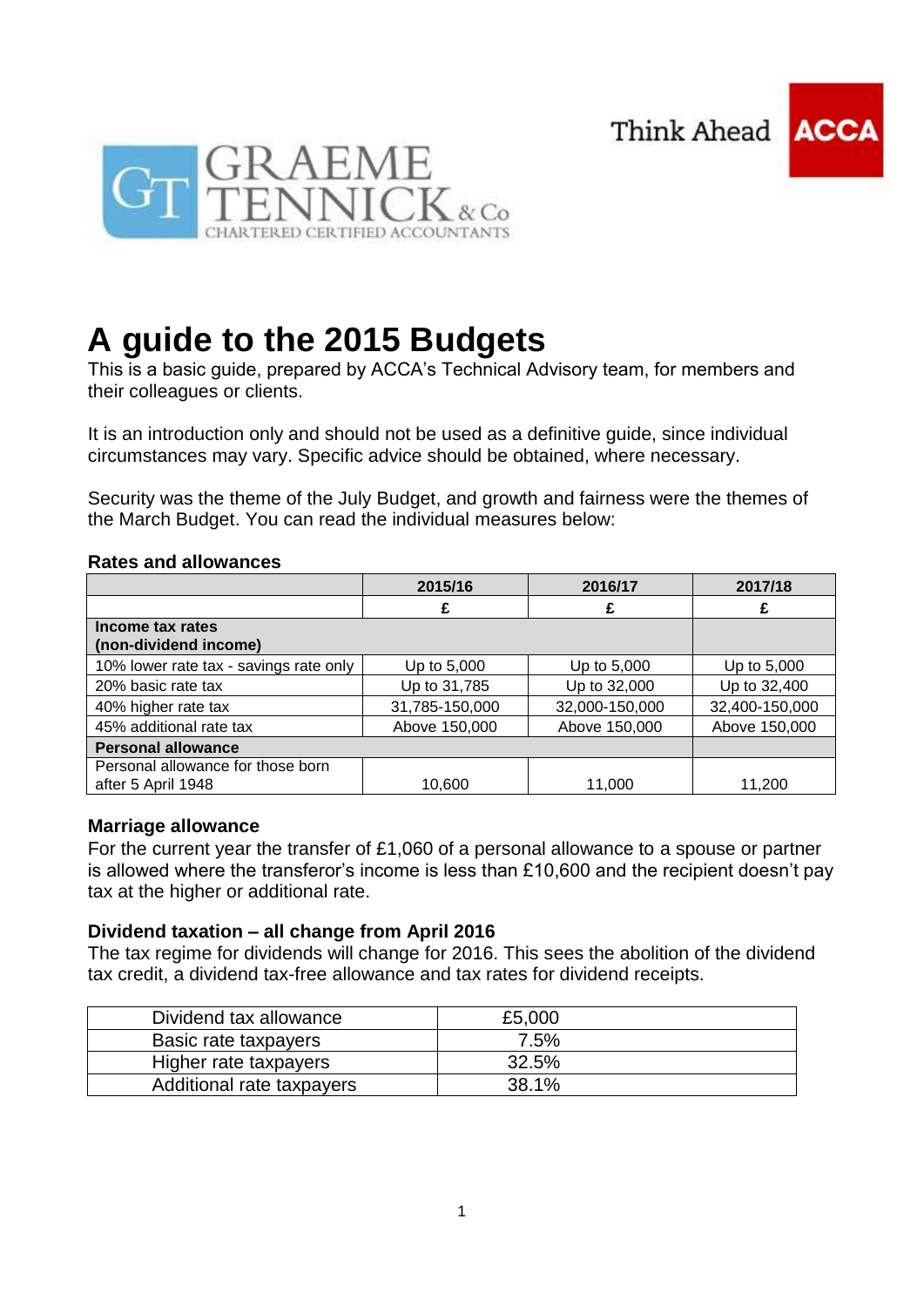# A guide to the 2015 Budgets

This is a basic guide, prepared by ACCA's Technical Advisory team, for members and their colleagues or clients.

It is an introduction only and should not be used as a definitive guide, since individual circumstances may vary. Specific advice should be obtained, where necessary.

Security was the theme of the July Budget, and growth and fairness were the themes of the March Budget. You can read the individual measures below:

### Rates and allowances

| | 2015/16 | 2016/17 | 2017/18 |
|---|---|---|---|
| | £ | £ | £ |
| **Income tax rates (non-dividend income)** | | | |
| 10% lower rate tax - savings rate only | Up to 5,000 | Up to 5,000 | Up to 5,000 |
| 20% basic rate tax | Up to 31,785 | Up to 32,000 | Up to 32,400 |
| 40% higher rate tax | 31,785-150,000 | 32,000-150,000 | 32,400-150,000 |
| 45% additional rate tax | Above 150,000 | Above 150,000 | Above 150,000 |
| **Personal allowance** | | | |
| Personal allowance for those born after 5 April 1948 | 10,600 | 11,000 | 11,200 |

### Marriage allowance

For the current year the transfer of £1,060 of a personal allowance to a spouse or partner is allowed where the transferor's income is less than £10,600 and the recipient doesn't pay tax at the higher or additional rate.

### Dividend taxation – all change from April 2016

The tax regime for dividends will change for 2016. This sees the abolition of the dividend tax credit, a dividend tax-free allowance and tax rates for dividend receipts.

| | |
|---|---|
| Dividend tax allowance | £5,000 |
| Basic rate taxpayers | 7.5% |
| Higher rate taxpayers | 32.5% |
| Additional rate taxpayers | 38.1% |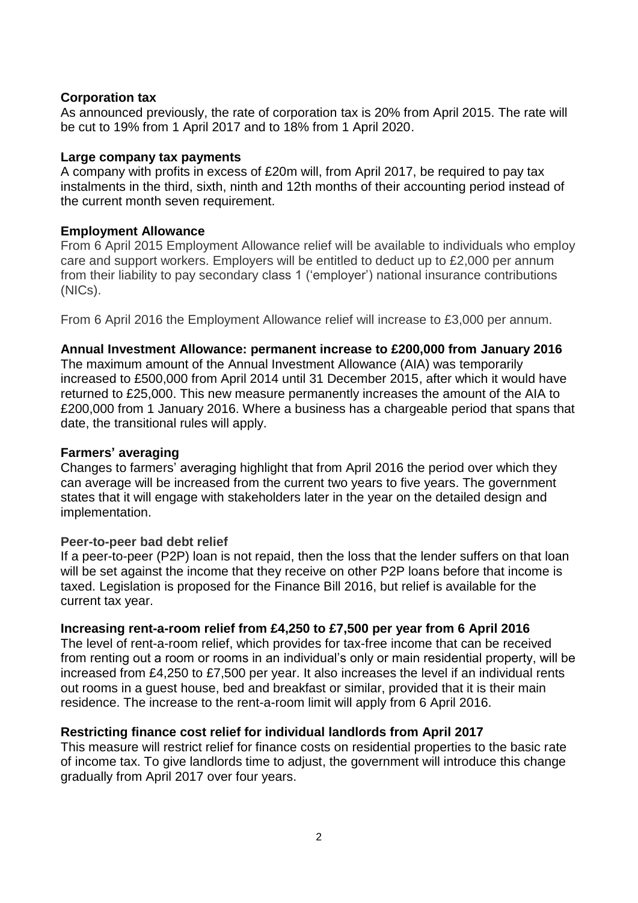**Corporation tax**

As announced previously, the rate of corporation tax is 20% from April 2015. The rate will be cut to 19% from 1 April 2017 and to 18% from 1 April 2020.

**Large company tax payments**

A company with profits in excess of £20m will, from April 2017, be required to pay tax instalments in the third, sixth, ninth and 12th months of their accounting period instead of the current month seven requirement.

**Employment Allowance**

From 6 April 2015 Employment Allowance relief will be available to individuals who employ care and support workers. Employers will be entitled to deduct up to £2,000 per annum from their liability to pay secondary class 1 ('employer') national insurance contributions (NICs).

From 6 April 2016 the Employment Allowance relief will increase to £3,000 per annum.

**Annual Investment Allowance: permanent increase to £200,000 from January 2016**

The maximum amount of the Annual Investment Allowance (AIA) was temporarily increased to £500,000 from April 2014 until 31 December 2015, after which it would have returned to £25,000. This new measure permanently increases the amount of the AIA to £200,000 from 1 January 2016. Where a business has a chargeable period that spans that date, the transitional rules will apply.

**Farmers' averaging**

Changes to farmers' averaging highlight that from April 2016 the period over which they can average will be increased from the current two years to five years. The government states that it will engage with stakeholders later in the year on the detailed design and implementation.

**Peer-to-peer bad debt relief**

If a peer-to-peer (P2P) loan is not repaid, then the loss that the lender suffers on that loan will be set against the income that they receive on other P2P loans before that income is taxed. Legislation is proposed for the Finance Bill 2016, but relief is available for the current tax year.

**Increasing rent-a-room relief from £4,250 to £7,500 per year from 6 April 2016**

The level of rent-a-room relief, which provides for tax-free income that can be received from renting out a room or rooms in an individual's only or main residential property, will be increased from £4,250 to £7,500 per year. It also increases the level if an individual rents out rooms in a guest house, bed and breakfast or similar, provided that it is their main residence. The increase to the rent-a-room limit will apply from 6 April 2016.

**Restricting finance cost relief for individual landlords from April 2017**

This measure will restrict relief for finance costs on residential properties to the basic rate of income tax. To give landlords time to adjust, the government will introduce this change gradually from April 2017 over four years.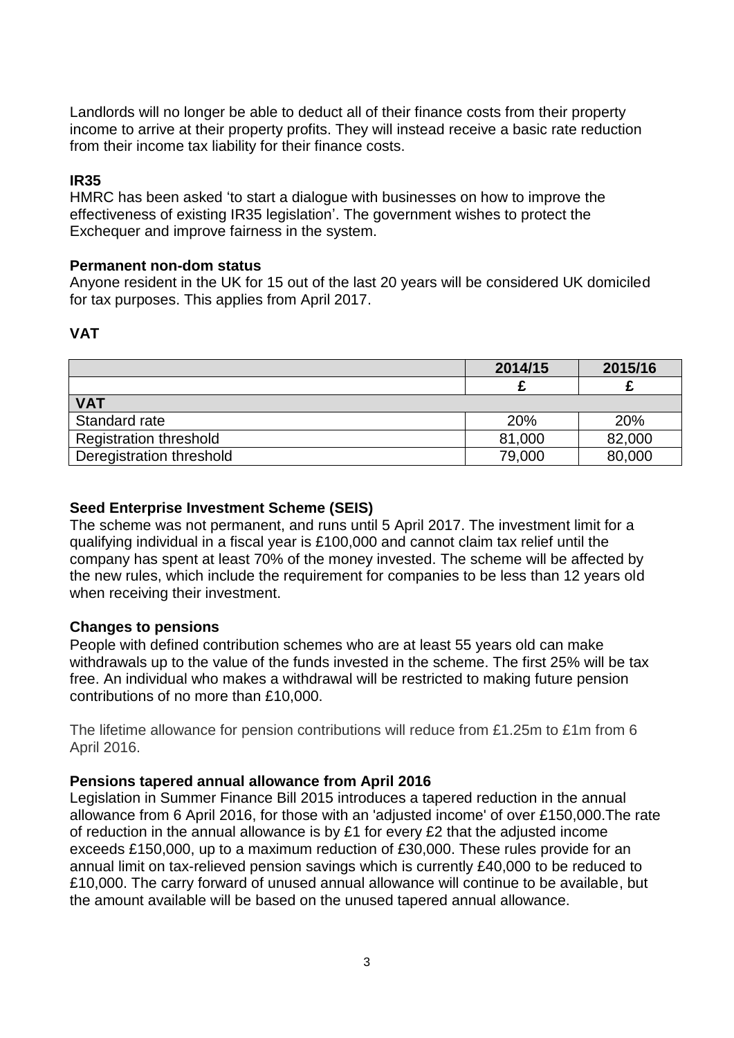Landlords will no longer be able to deduct all of their finance costs from their property income to arrive at their property profits. They will instead receive a basic rate reduction from their income tax liability for their finance costs.

**IR35**

HMRC has been asked 'to start a dialogue with businesses on how to improve the effectiveness of existing IR35 legislation'. The government wishes to protect the Exchequer and improve fairness in the system.

**Permanent non-dom status**

Anyone resident in the UK for 15 out of the last 20 years will be considered UK domiciled for tax purposes. This applies from April 2017.

**VAT**

| | 2014/15 | 2015/16 |
|---|---|---|
| | £ | £ |
| **VAT** | | |
| Standard rate | 20% | 20% |
| Registration threshold | 81,000 | 82,000 |
| Deregistration threshold | 79,000 | 80,000 |

**Seed Enterprise Investment Scheme (SEIS)**

The scheme was not permanent, and runs until 5 April 2017. The investment limit for a qualifying individual in a fiscal year is £100,000 and cannot claim tax relief until the company has spent at least 70% of the money invested. The scheme will be affected by the new rules, which include the requirement for companies to be less than 12 years old when receiving their investment.

**Changes to pensions**

People with defined contribution schemes who are at least 55 years old can make withdrawals up to the value of the funds invested in the scheme. The first 25% will be tax free. An individual who makes a withdrawal will be restricted to making future pension contributions of no more than £10,000.

The lifetime allowance for pension contributions will reduce from £1.25m to £1m from 6 April 2016.

**Pensions tapered annual allowance from April 2016**

Legislation in Summer Finance Bill 2015 introduces a tapered reduction in the annual allowance from 6 April 2016, for those with an 'adjusted income' of over £150,000.The rate of reduction in the annual allowance is by £1 for every £2 that the adjusted income exceeds £150,000, up to a maximum reduction of £30,000. These rules provide for an annual limit on tax-relieved pension savings which is currently £40,000 to be reduced to £10,000. The carry forward of unused annual allowance will continue to be available, but the amount available will be based on the unused tapered annual allowance.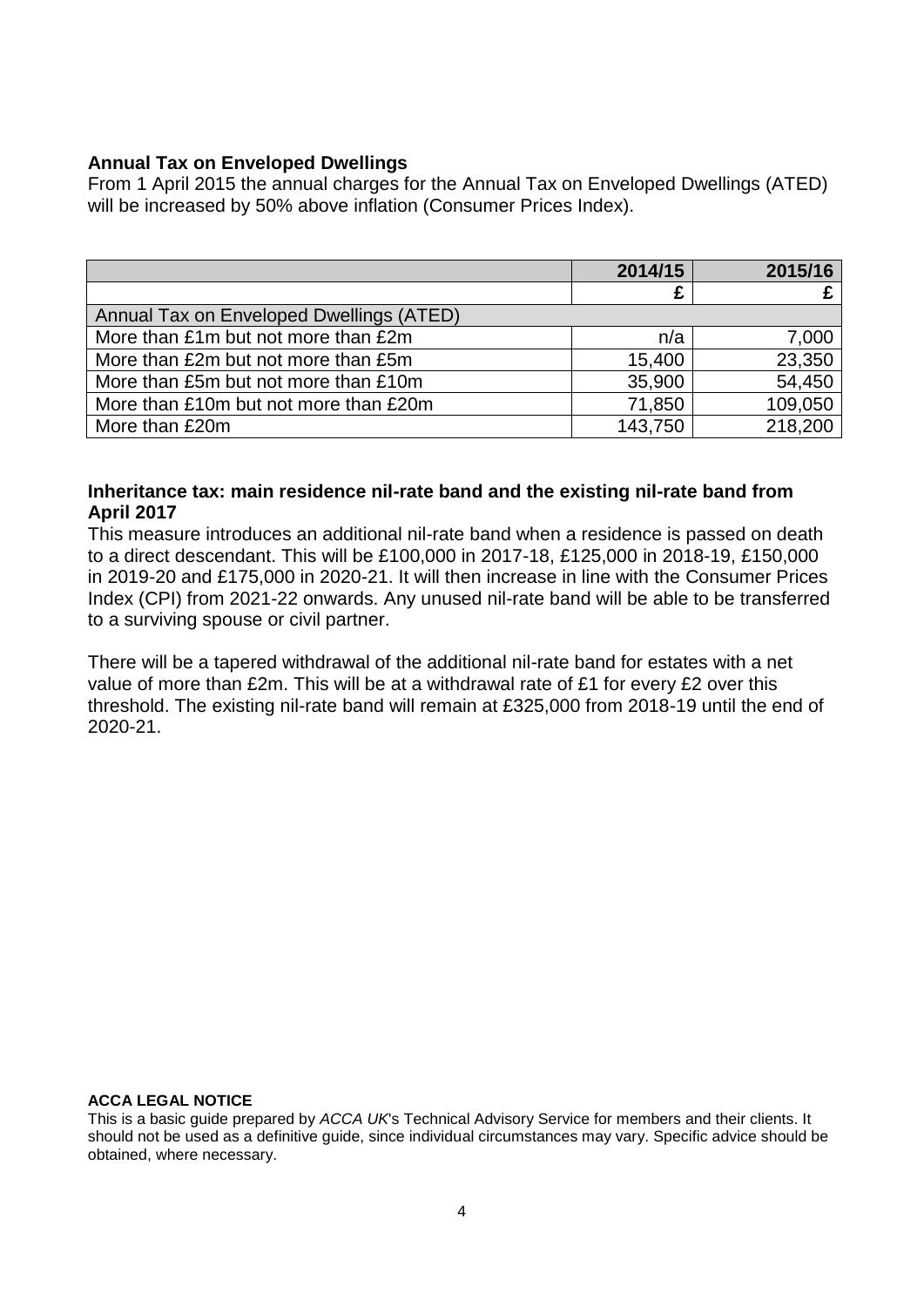**Annual Tax on Enveloped Dwellings**

From 1 April 2015 the annual charges for the Annual Tax on Enveloped Dwellings (ATED) will be increased by 50% above inflation (Consumer Prices Index).

| | 2014/15 | 2015/16 |
|---|---|---|
| | £ | £ |
| Annual Tax on Enveloped Dwellings (ATED) | | |
| More than £1m but not more than £2m | n/a | 7,000 |
| More than £2m but not more than £5m | 15,400 | 23,350 |
| More than £5m but not more than £10m | 35,900 | 54,450 |
| More than £10m but not more than £20m | 71,850 | 109,050 |
| More than £20m | 143,750 | 218,200 |

**Inheritance tax: main residence nil-rate band and the existing nil-rate band from April 2017**

This measure introduces an additional nil-rate band when a residence is passed on death to a direct descendant. This will be £100,000 in 2017-18, £125,000 in 2018-19, £150,000 in 2019-20 and £175,000 in 2020-21. It will then increase in line with the Consumer Prices Index (CPI) from 2021-22 onwards. Any unused nil-rate band will be able to be transferred to a surviving spouse or civil partner.

There will be a tapered withdrawal of the additional nil-rate band for estates with a net value of more than £2m. This will be at a withdrawal rate of £1 for every £2 over this threshold. The existing nil-rate band will remain at £325,000 from 2018-19 until the end of 2020-21.

**ACCA LEGAL NOTICE**

This is a basic guide prepared by *ACCA UK*'s Technical Advisory Service for members and their clients. It should not be used as a definitive guide, since individual circumstances may vary. Specific advice should be obtained, where necessary.